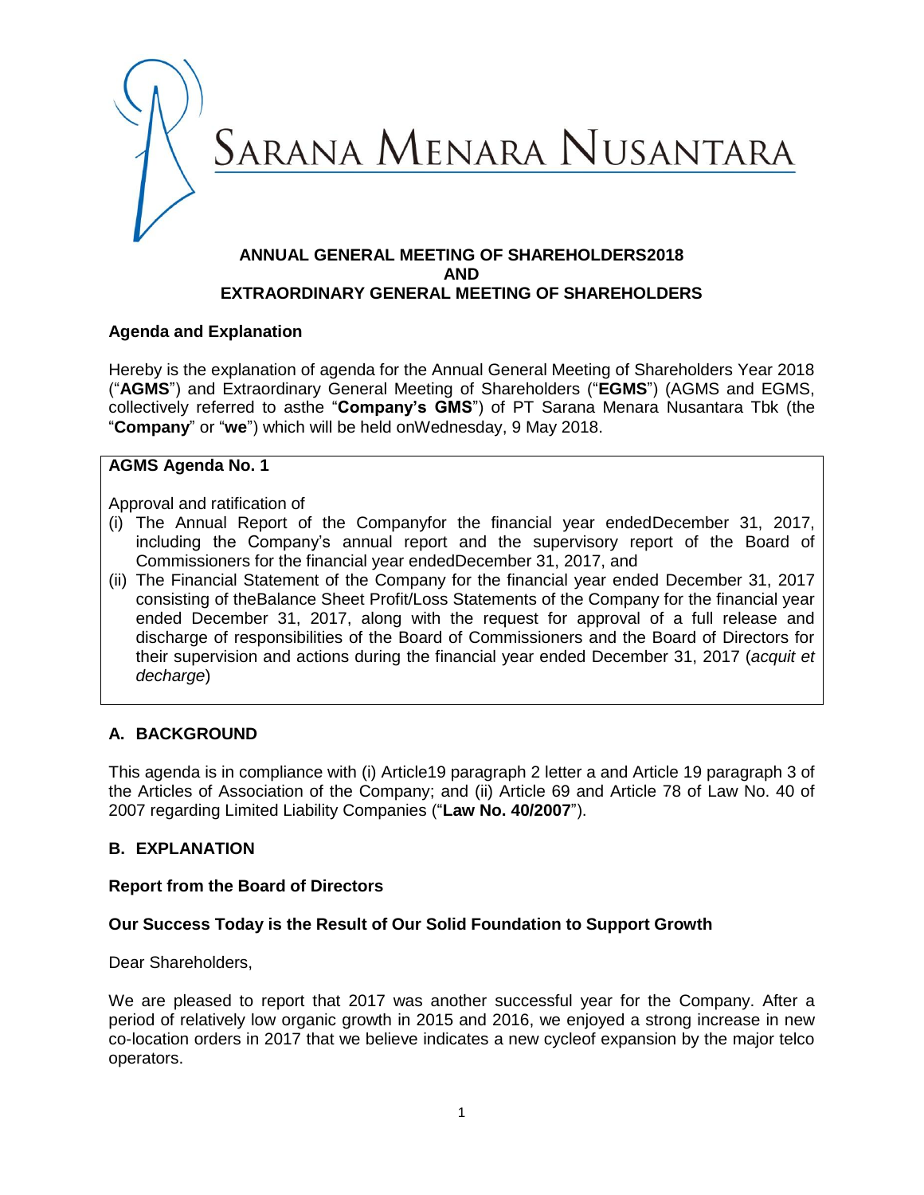# SARANA MENARA NUSANTARA

## ANNUAL GENERAL MEETING OF SHAREHOLDERS2018
## AND
## EXTRAORDINARY GENERAL MEETING OF SHAREHOLDERS

**Agenda and Explanation**

Hereby is the explanation of agenda for the Annual General Meeting of Shareholders Year 2018 ("**AGMS**") and Extraordinary General Meeting of Shareholders ("**EGMS**") (AGMS and EGMS, collectively referred to asthe "**Company's GMS**") of PT Sarana Menara Nusantara Tbk (the "**Company**" or "**we**") which will be held onWednesday, 9 May 2018.

**AGMS Agenda No. 1**

Approval and ratification of

(i) The Annual Report of the Companyfor the financial year endedDecember 31, 2017, including the Company's annual report and the supervisory report of the Board of Commissioners for the financial year endedDecember 31, 2017, and
(ii) The Financial Statement of the Company for the financial year ended December 31, 2017 consisting of theBalance Sheet Profit/Loss Statements of the Company for the financial year ended December 31, 2017, along with the request for approval of a full release and discharge of responsibilities of the Board of Commissioners and the Board of Directors for their supervision and actions during the financial year ended December 31, 2017 (*acquit et decharge*)

### A. BACKGROUND

This agenda is in compliance with (i) Article19 paragraph 2 letter a and Article 19 paragraph 3 of the Articles of Association of the Company; and (ii) Article 69 and Article 78 of Law No. 40 of 2007 regarding Limited Liability Companies ("**Law No. 40/2007**").

### B. EXPLANATION

**Report from the Board of Directors**

**Our Success Today is the Result of Our Solid Foundation to Support Growth**

Dear Shareholders,

We are pleased to report that 2017 was another successful year for the Company. After a period of relatively low organic growth in 2015 and 2016, we enjoyed a strong increase in new co-location orders in 2017 that we believe indicates a new cycleof expansion by the major telco operators.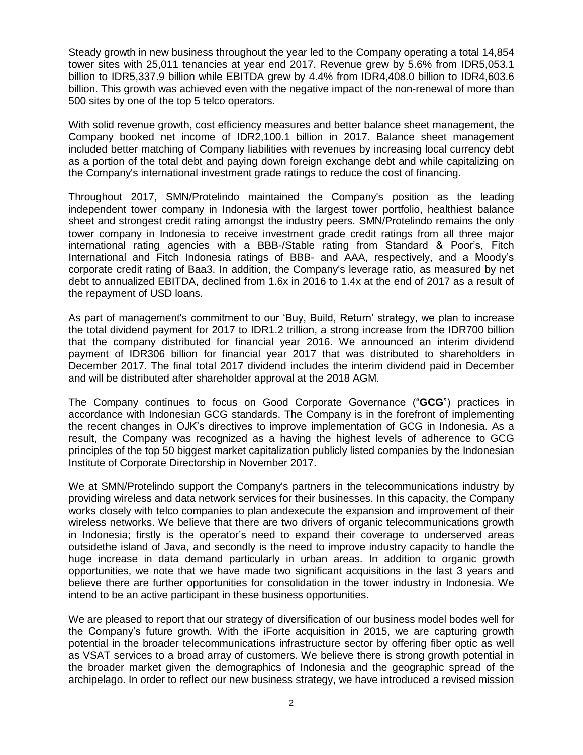Steady growth in new business throughout the year led to the Company operating a total 14,854 tower sites with 25,011 tenancies at year end 2017. Revenue grew by 5.6% from IDR5,053.1 billion to IDR5,337.9 billion while EBITDA grew by 4.4% from IDR4,408.0 billion to IDR4,603.6 billion. This growth was achieved even with the negative impact of the non-renewal of more than 500 sites by one of the top 5 telco operators.

With solid revenue growth, cost efficiency measures and better balance sheet management, the Company booked net income of IDR2,100.1 billion in 2017. Balance sheet management included better matching of Company liabilities with revenues by increasing local currency debt as a portion of the total debt and paying down foreign exchange debt and while capitalizing on the Company's international investment grade ratings to reduce the cost of financing.

Throughout 2017, SMN/Protelindo maintained the Company's position as the leading independent tower company in Indonesia with the largest tower portfolio, healthiest balance sheet and strongest credit rating amongst the industry peers. SMN/Protelindo remains the only tower company in Indonesia to receive investment grade credit ratings from all three major international rating agencies with a BBB-/Stable rating from Standard & Poor's, Fitch International and Fitch Indonesia ratings of BBB- and AAA, respectively, and a Moody's corporate credit rating of Baa3. In addition, the Company's leverage ratio, as measured by net debt to annualized EBITDA, declined from 1.6x in 2016 to 1.4x at the end of 2017 as a result of the repayment of USD loans.

As part of management's commitment to our 'Buy, Build, Return' strategy, we plan to increase the total dividend payment for 2017 to IDR1.2 trillion, a strong increase from the IDR700 billion that the company distributed for financial year 2016. We announced an interim dividend payment of IDR306 billion for financial year 2017 that was distributed to shareholders in December 2017. The final total 2017 dividend includes the interim dividend paid in December and will be distributed after shareholder approval at the 2018 AGM.

The Company continues to focus on Good Corporate Governance ("**GCG**") practices in accordance with Indonesian GCG standards. The Company is in the forefront of implementing the recent changes in OJK's directives to improve implementation of GCG in Indonesia. As a result, the Company was recognized as a having the highest levels of adherence to GCG principles of the top 50 biggest market capitalization publicly listed companies by the Indonesian Institute of Corporate Directorship in November 2017.

We at SMN/Protelindo support the Company's partners in the telecommunications industry by providing wireless and data network services for their businesses. In this capacity, the Company works closely with telco companies to plan andexecute the expansion and improvement of their wireless networks. We believe that there are two drivers of organic telecommunications growth in Indonesia; firstly is the operator's need to expand their coverage to underserved areas outsidethe island of Java, and secondly is the need to improve industry capacity to handle the huge increase in data demand particularly in urban areas. In addition to organic growth opportunities, we note that we have made two significant acquisitions in the last 3 years and believe there are further opportunities for consolidation in the tower industry in Indonesia. We intend to be an active participant in these business opportunities.

We are pleased to report that our strategy of diversification of our business model bodes well for the Company's future growth. With the iForte acquisition in 2015, we are capturing growth potential in the broader telecommunications infrastructure sector by offering fiber optic as well as VSAT services to a broad array of customers. We believe there is strong growth potential in the broader market given the demographics of Indonesia and the geographic spread of the archipelago. In order to reflect our new business strategy, we have introduced a revised mission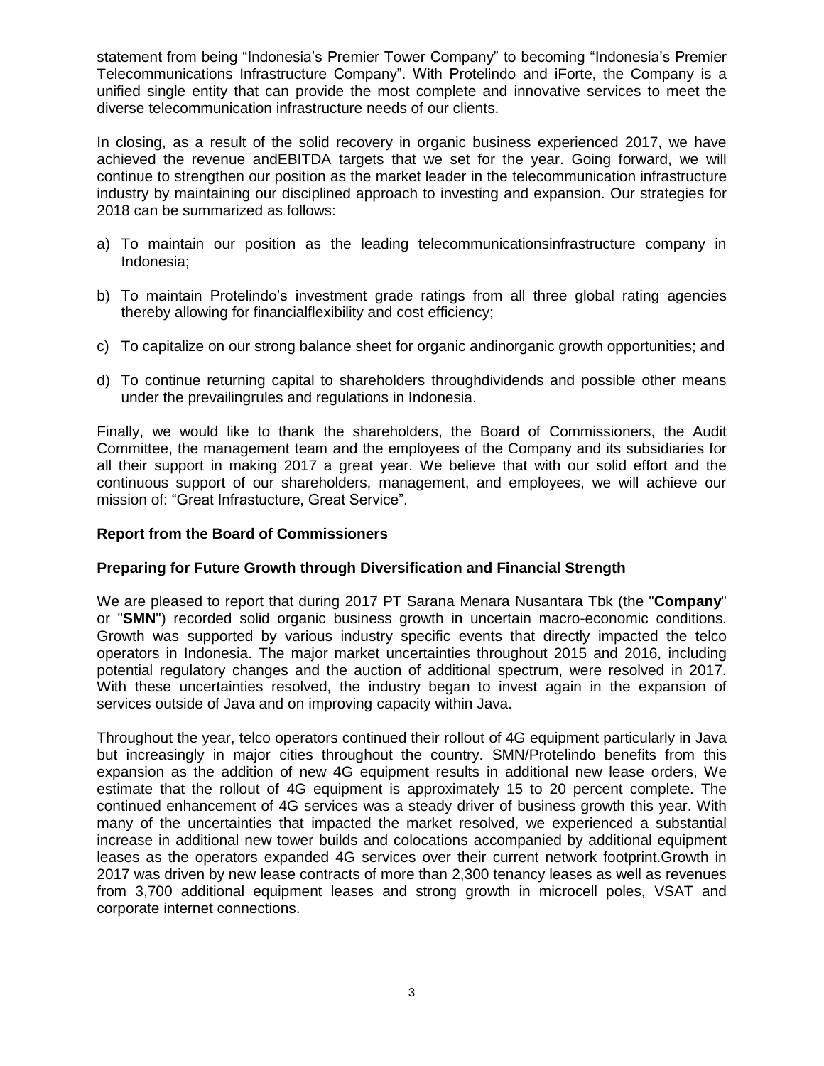statement from being "Indonesia's Premier Tower Company" to becoming "Indonesia's Premier Telecommunications Infrastructure Company". With Protelindo and iForte, the Company is a unified single entity that can provide the most complete and innovative services to meet the diverse telecommunication infrastructure needs of our clients.

In closing, as a result of the solid recovery in organic business experienced 2017, we have achieved the revenue andEBITDA targets that we set for the year. Going forward, we will continue to strengthen our position as the market leader in the telecommunication infrastructure industry by maintaining our disciplined approach to investing and expansion. Our strategies for 2018 can be summarized as follows:

a) To maintain our position as the leading telecommunicationsinfrastructure company in Indonesia;

b) To maintain Protelindo's investment grade ratings from all three global rating agencies thereby allowing for financialflexibility and cost efficiency;

c) To capitalize on our strong balance sheet for organic andinorganic growth opportunities; and

d) To continue returning capital to shareholders throughdividends and possible other means under the prevailingrules and regulations in Indonesia.

Finally, we would like to thank the shareholders, the Board of Commissioners, the Audit Committee, the management team and the employees of the Company and its subsidiaries for all their support in making 2017 a great year. We believe that with our solid effort and the continuous support of our shareholders, management, and employees, we will achieve our mission of: "Great Infrastucture, Great Service".

**Report from the Board of Commissioners**

**Preparing for Future Growth through Diversification and Financial Strength**

We are pleased to report that during 2017 PT Sarana Menara Nusantara Tbk (the "**Company**" or "**SMN**") recorded solid organic business growth in uncertain macro-economic conditions. Growth was supported by various industry specific events that directly impacted the telco operators in Indonesia. The major market uncertainties throughout 2015 and 2016, including potential regulatory changes and the auction of additional spectrum, were resolved in 2017. With these uncertainties resolved, the industry began to invest again in the expansion of services outside of Java and on improving capacity within Java.

Throughout the year, telco operators continued their rollout of 4G equipment particularly in Java but increasingly in major cities throughout the country. SMN/Protelindo benefits from this expansion as the addition of new 4G equipment results in additional new lease orders, We estimate that the rollout of 4G equipment is approximately 15 to 20 percent complete. The continued enhancement of 4G services was a steady driver of business growth this year. With many of the uncertainties that impacted the market resolved, we experienced a substantial increase in additional new tower builds and colocations accompanied by additional equipment leases as the operators expanded 4G services over their current network footprint.Growth in 2017 was driven by new lease contracts of more than 2,300 tenancy leases as well as revenues from 3,700 additional equipment leases and strong growth in microcell poles, VSAT and corporate internet connections.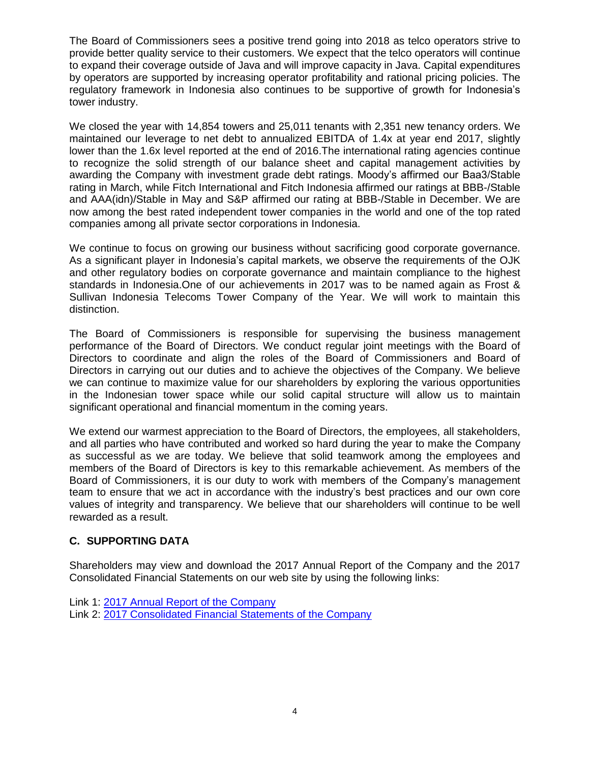The Board of Commissioners sees a positive trend going into 2018 as telco operators strive to provide better quality service to their customers. We expect that the telco operators will continue to expand their coverage outside of Java and will improve capacity in Java. Capital expenditures by operators are supported by increasing operator profitability and rational pricing policies. The regulatory framework in Indonesia also continues to be supportive of growth for Indonesia's tower industry.

We closed the year with 14,854 towers and 25,011 tenants with 2,351 new tenancy orders. We maintained our leverage to net debt to annualized EBITDA of 1.4x at year end 2017, slightly lower than the 1.6x level reported at the end of 2016.The international rating agencies continue to recognize the solid strength of our balance sheet and capital management activities by awarding the Company with investment grade debt ratings. Moody's affirmed our Baa3/Stable rating in March, while Fitch International and Fitch Indonesia affirmed our ratings at BBB-/Stable and AAA(idn)/Stable in May and S&P affirmed our rating at BBB-/Stable in December. We are now among the best rated independent tower companies in the world and one of the top rated companies among all private sector corporations in Indonesia.

We continue to focus on growing our business without sacrificing good corporate governance. As a significant player in Indonesia's capital markets, we observe the requirements of the OJK and other regulatory bodies on corporate governance and maintain compliance to the highest standards in Indonesia.One of our achievements in 2017 was to be named again as Frost & Sullivan Indonesia Telecoms Tower Company of the Year. We will work to maintain this distinction.

The Board of Commissioners is responsible for supervising the business management performance of the Board of Directors. We conduct regular joint meetings with the Board of Directors to coordinate and align the roles of the Board of Commissioners and Board of Directors in carrying out our duties and to achieve the objectives of the Company. We believe we can continue to maximize value for our shareholders by exploring the various opportunities in the Indonesian tower space while our solid capital structure will allow us to maintain significant operational and financial momentum in the coming years.

We extend our warmest appreciation to the Board of Directors, the employees, all stakeholders, and all parties who have contributed and worked so hard during the year to make the Company as successful as we are today. We believe that solid teamwork among the employees and members of the Board of Directors is key to this remarkable achievement. As members of the Board of Commissioners, it is our duty to work with members of the Company's management team to ensure that we act in accordance with the industry's best practices and our own core values of integrity and transparency. We believe that our shareholders will continue to be well rewarded as a result.

## C. SUPPORTING DATA

Shareholders may view and download the 2017 Annual Report of the Company and the 2017 Consolidated Financial Statements on our web site by using the following links:

Link 1: 2017 Annual Report of the Company
Link 2: 2017 Consolidated Financial Statements of the Company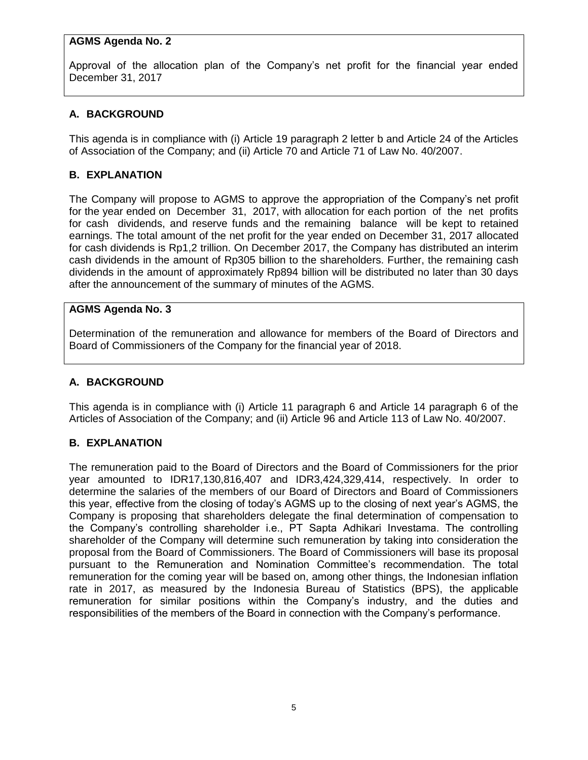**AGMS Agenda No. 2**

Approval of the allocation plan of the Company's net profit for the financial year ended December 31, 2017

## A. BACKGROUND

This agenda is in compliance with (i) Article 19 paragraph 2 letter b and Article 24 of the Articles of Association of the Company; and (ii) Article 70 and Article 71 of Law No. 40/2007.

## B. EXPLANATION

The Company will propose to AGMS to approve the appropriation of the Company's net profit for the year ended on December 31, 2017, with allocation for each portion of the net profits for cash dividends, and reserve funds and the remaining balance will be kept to retained earnings. The total amount of the net profit for the year ended on December 31, 2017 allocated for cash dividends is Rp1,2 trillion. On December 2017, the Company has distributed an interim cash dividends in the amount of Rp305 billion to the shareholders. Further, the remaining cash dividends in the amount of approximately Rp894 billion will be distributed no later than 30 days after the announcement of the summary of minutes of the AGMS.

**AGMS Agenda No. 3**

Determination of the remuneration and allowance for members of the Board of Directors and Board of Commissioners of the Company for the financial year of 2018.

## A. BACKGROUND

This agenda is in compliance with (i) Article 11 paragraph 6 and Article 14 paragraph 6 of the Articles of Association of the Company; and (ii) Article 96 and Article 113 of Law No. 40/2007.

## B. EXPLANATION

The remuneration paid to the Board of Directors and the Board of Commissioners for the prior year amounted to IDR17,130,816,407 and IDR3,424,329,414, respectively. In order to determine the salaries of the members of our Board of Directors and Board of Commissioners this year, effective from the closing of today's AGMS up to the closing of next year's AGMS, the Company is proposing that shareholders delegate the final determination of compensation to the Company's controlling shareholder i.e., PT Sapta Adhikari Investama. The controlling shareholder of the Company will determine such remuneration by taking into consideration the proposal from the Board of Commissioners. The Board of Commissioners will base its proposal pursuant to the Remuneration and Nomination Committee's recommendation. The total remuneration for the coming year will be based on, among other things, the Indonesian inflation rate in 2017, as measured by the Indonesia Bureau of Statistics (BPS), the applicable remuneration for similar positions within the Company's industry, and the duties and responsibilities of the members of the Board in connection with the Company's performance.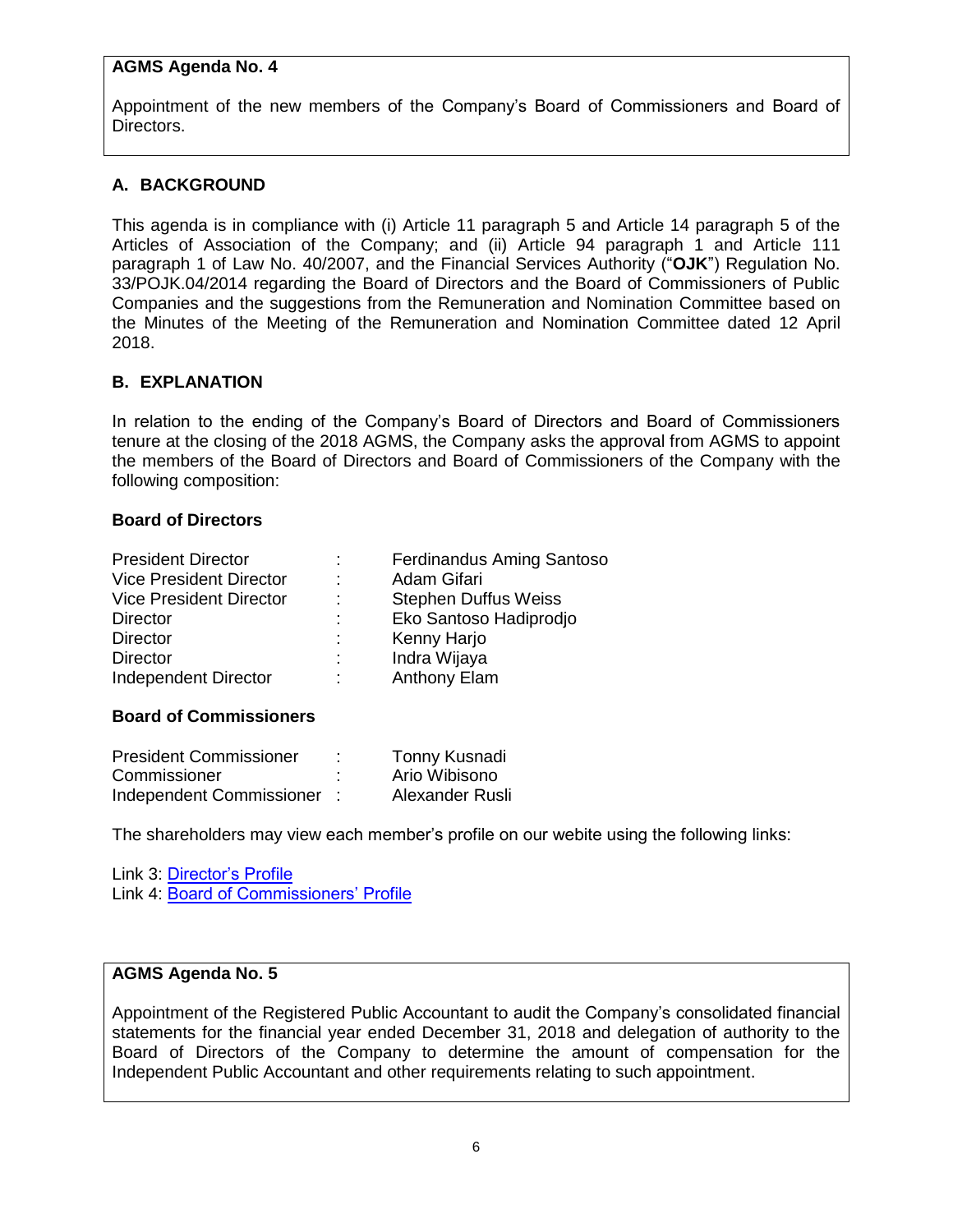**AGMS Agenda No. 4**

Appointment of the new members of the Company's Board of Commissioners and Board of Directors.

## A. BACKGROUND

This agenda is in compliance with (i) Article 11 paragraph 5 and Article 14 paragraph 5 of the Articles of Association of the Company; and (ii) Article 94 paragraph 1 and Article 111 paragraph 1 of Law No. 40/2007, and the Financial Services Authority ("**OJK**") Regulation No. 33/POJK.04/2014 regarding the Board of Directors and the Board of Commissioners of Public Companies and the suggestions from the Remuneration and Nomination Committee based on the Minutes of the Meeting of the Remuneration and Nomination Committee dated 12 April 2018.

## B. EXPLANATION

In relation to the ending of the Company's Board of Directors and Board of Commissioners tenure at the closing of the 2018 AGMS, the Company asks the approval from AGMS to appoint the members of the Board of Directors and Board of Commissioners of the Company with the following composition:

**Board of Directors**

| | | |
|---|---|---|
| President Director | : | Ferdinandus Aming Santoso |
| Vice President Director | : | Adam Gifari |
| Vice President Director | : | Stephen Duffus Weiss |
| Director | : | Eko Santoso Hadiprodjo |
| Director | : | Kenny Harjo |
| Director | : | Indra Wijaya |
| Independent Director | : | Anthony Elam |

**Board of Commissioners**

| | | |
|---|---|---|
| President Commissioner | : | Tonny Kusnadi |
| Commissioner | : | Ario Wibisono |
| Independent Commissioner | : | Alexander Rusli |

The shareholders may view each member's profile on our webite using the following links:

Link 3: Director's Profile
Link 4: Board of Commissioners' Profile

**AGMS Agenda No. 5**

Appointment of the Registered Public Accountant to audit the Company's consolidated financial statements for the financial year ended December 31, 2018 and delegation of authority to the Board of Directors of the Company to determine the amount of compensation for the Independent Public Accountant and other requirements relating to such appointment.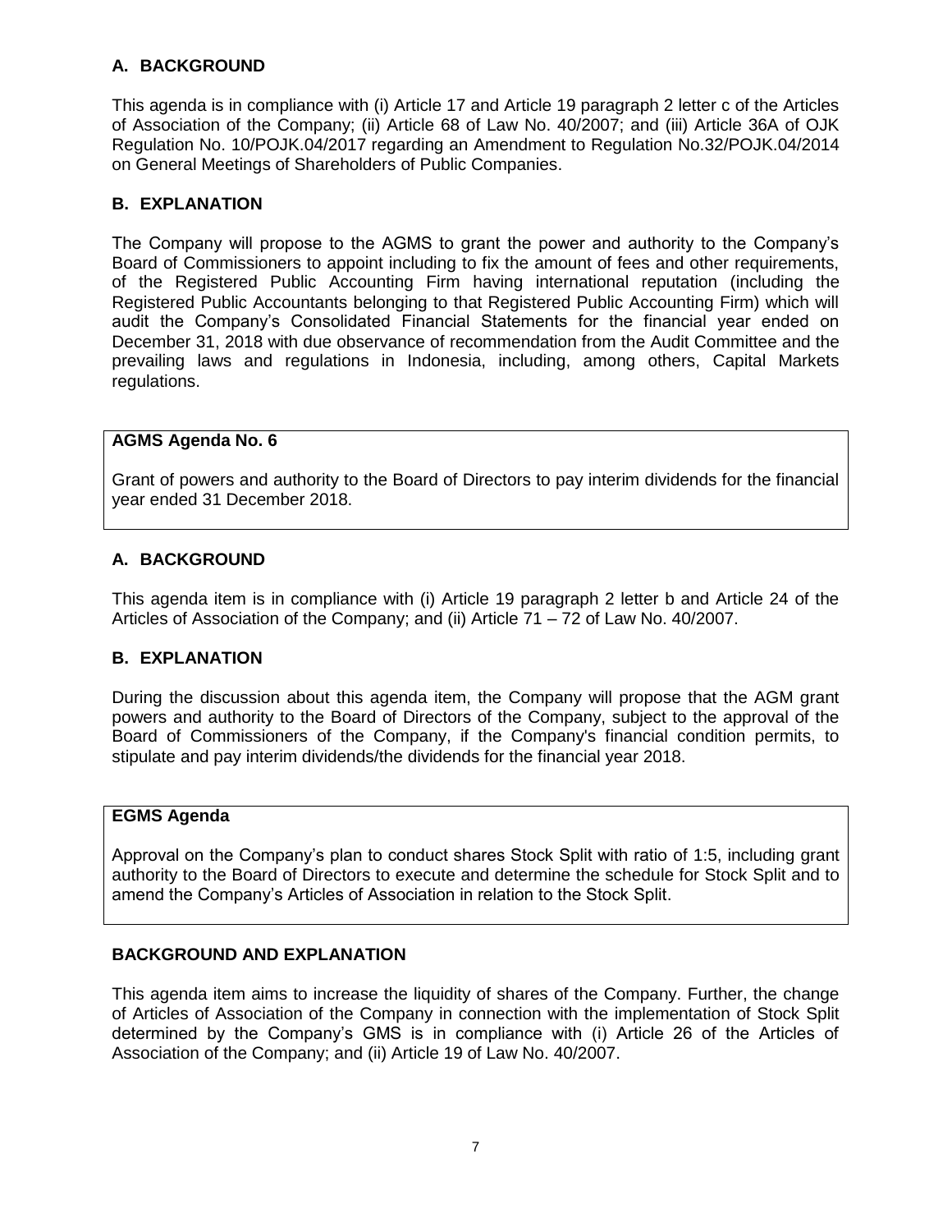## A. BACKGROUND

This agenda is in compliance with (i) Article 17 and Article 19 paragraph 2 letter c of the Articles of Association of the Company; (ii) Article 68 of Law No. 40/2007; and (iii) Article 36A of OJK Regulation No. 10/POJK.04/2017 regarding an Amendment to Regulation No.32/POJK.04/2014 on General Meetings of Shareholders of Public Companies.

## B. EXPLANATION

The Company will propose to the AGMS to grant the power and authority to the Company's Board of Commissioners to appoint including to fix the amount of fees and other requirements, of the Registered Public Accounting Firm having international reputation (including the Registered Public Accountants belonging to that Registered Public Accounting Firm) which will audit the Company's Consolidated Financial Statements for the financial year ended on December 31, 2018 with due observance of recommendation from the Audit Committee and the prevailing laws and regulations in Indonesia, including, among others, Capital Markets regulations.

**AGMS Agenda No. 6**

Grant of powers and authority to the Board of Directors to pay interim dividends for the financial year ended 31 December 2018.

## A. BACKGROUND

This agenda item is in compliance with (i) Article 19 paragraph 2 letter b and Article 24 of the Articles of Association of the Company; and (ii) Article 71 – 72 of Law No. 40/2007.

## B. EXPLANATION

During the discussion about this agenda item, the Company will propose that the AGM grant powers and authority to the Board of Directors of the Company, subject to the approval of the Board of Commissioners of the Company, if the Company's financial condition permits, to stipulate and pay interim dividends/the dividends for the financial year 2018.

**EGMS Agenda**

Approval on the Company's plan to conduct shares Stock Split with ratio of 1:5, including grant authority to the Board of Directors to execute and determine the schedule for Stock Split and to amend the Company's Articles of Association in relation to the Stock Split.

## BACKGROUND AND EXPLANATION

This agenda item aims to increase the liquidity of shares of the Company. Further, the change of Articles of Association of the Company in connection with the implementation of Stock Split determined by the Company's GMS is in compliance with (i) Article 26 of the Articles of Association of the Company; and (ii) Article 19 of Law No. 40/2007.